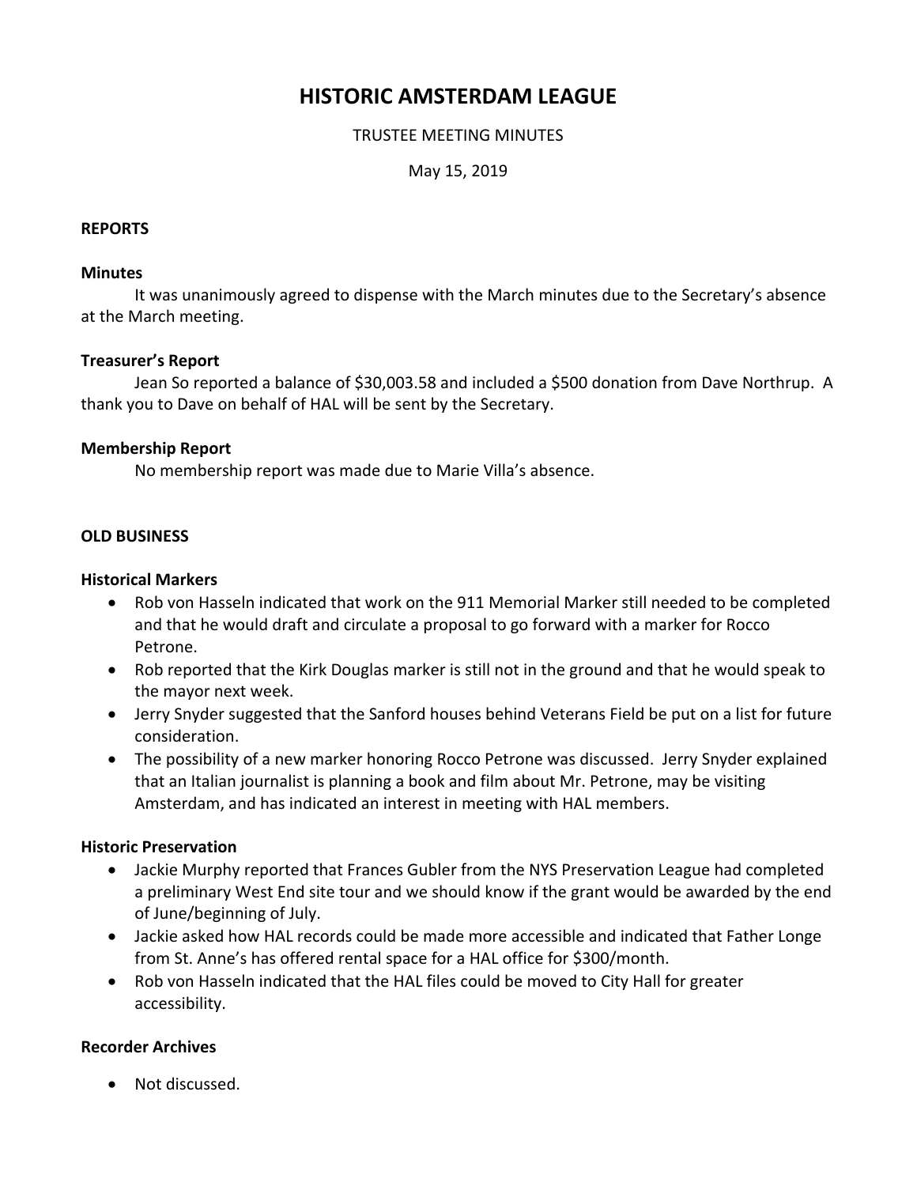# HISTORIC AMSTERDAM LEAGUE

TRUSTEE MEETING MINUTES

May 15, 2019

## REPORTS

### Minutes

It was unanimously agreed to dispense with the March minutes due to the Secretary's absence at the March meeting.

### Treasurer's Report

Jean So reported a balance of $30,003.58 and included a $500 donation from Dave Northrup. A thank you to Dave on behalf of HAL will be sent by the Secretary.

### Membership Report

No membership report was made due to Marie Villa's absence.

## OLD BUSINESS

### Historical Markers

- Rob von Hasseln indicated that work on the 911 Memorial Marker still needed to be completed and that he would draft and circulate a proposal to go forward with a marker for Rocco Petrone.
- Rob reported that the Kirk Douglas marker is still not in the ground and that he would speak to the mayor next week.
- Jerry Snyder suggested that the Sanford houses behind Veterans Field be put on a list for future consideration.
- The possibility of a new marker honoring Rocco Petrone was discussed. Jerry Snyder explained that an Italian journalist is planning a book and film about Mr. Petrone, may be visiting Amsterdam, and has indicated an interest in meeting with HAL members.

### Historic Preservation

- Jackie Murphy reported that Frances Gubler from the NYS Preservation League had completed a preliminary West End site tour and we should know if the grant would be awarded by the end of June/beginning of July.
- Jackie asked how HAL records could be made more accessible and indicated that Father Longe from St. Anne's has offered rental space for a HAL office for $300/month.
- Rob von Hasseln indicated that the HAL files could be moved to City Hall for greater accessibility.

### Recorder Archives

- Not discussed.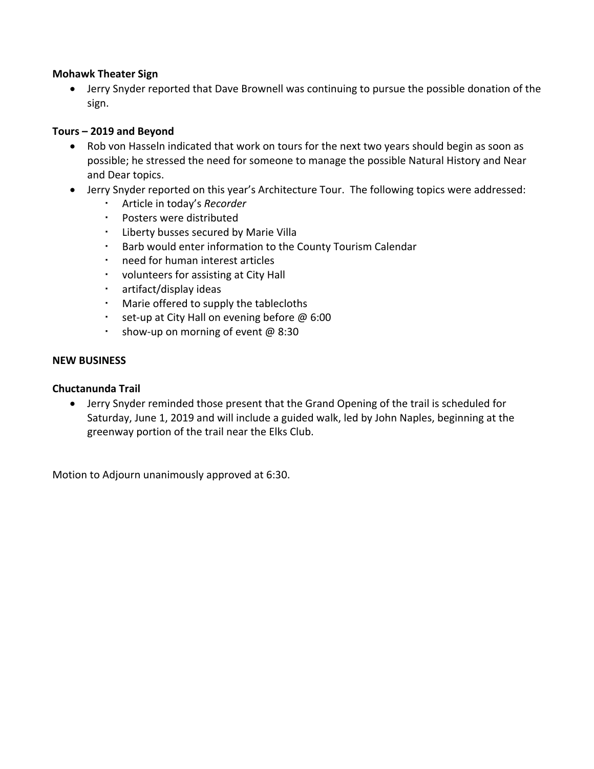**Mohawk Theater Sign**

- Jerry Snyder reported that Dave Brownell was continuing to pursue the possible donation of the sign.

**Tours – 2019 and Beyond**

- Rob von Hasseln indicated that work on tours for the next two years should begin as soon as possible; he stressed the need for someone to manage the possible Natural History and Near and Dear topics.
- Jerry Snyder reported on this year's Architecture Tour. The following topics were addressed:
  - Article in today's *Recorder*
  - Posters were distributed
  - Liberty busses secured by Marie Villa
  - Barb would enter information to the County Tourism Calendar
  - need for human interest articles
  - volunteers for assisting at City Hall
  - artifact/display ideas
  - Marie offered to supply the tablecloths
  - set-up at City Hall on evening before @ 6:00
  - show-up on morning of event @ 8:30

**NEW BUSINESS**

**Chuctanunda Trail**

- Jerry Snyder reminded those present that the Grand Opening of the trail is scheduled for Saturday, June 1, 2019 and will include a guided walk, led by John Naples, beginning at the greenway portion of the trail near the Elks Club.

Motion to Adjourn unanimously approved at 6:30.